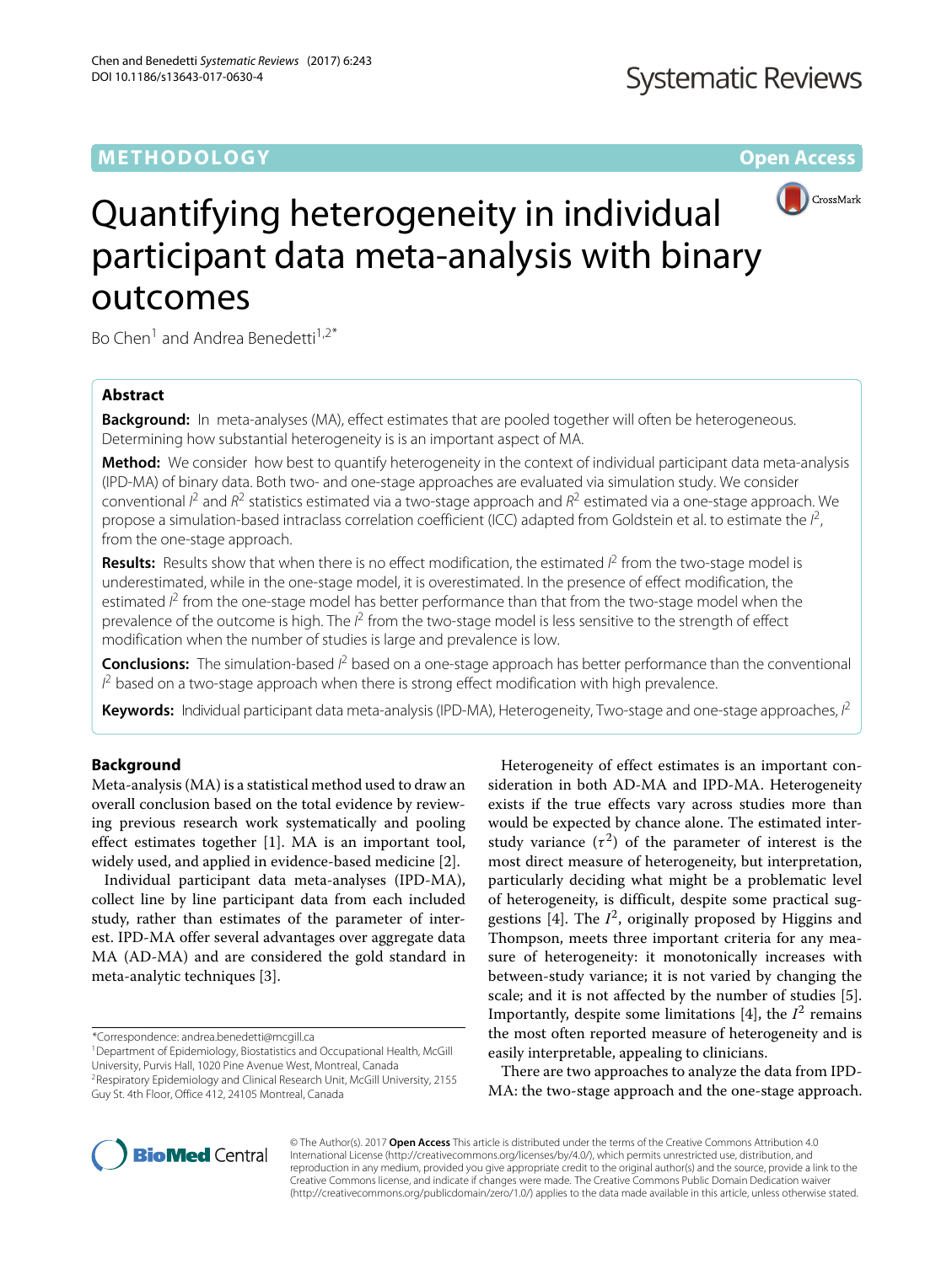METHODOLOGY

Open Access

# Quantifying heterogeneity in individual participant data meta-analysis with binary outcomes

Bo Chen[1] and Andrea Benedetti[1,2*]

## Abstract

**Background:** In meta-analyses (MA), effect estimates that are pooled together will often be heterogeneous. Determining how substantial heterogeneity is is an important aspect of MA.

**Method:** We consider how best to quantify heterogeneity in the context of individual participant data meta-analysis (IPD-MA) of binary data. Both two- and one-stage approaches are evaluated via simulation study. We consider conventional $I^2$ and $R^2$ statistics estimated via a two-stage approach and $R^2$ estimated via a one-stage approach. We propose a simulation-based intraclass correlation coefficient (ICC) adapted from Goldstein et al. to estimate the $I^2$, from the one-stage approach.

**Results:** Results show that when there is no effect modification, the estimated $I^2$ from the two-stage model is underestimated, while in the one-stage model, it is overestimated. In the presence of effect modification, the estimated $I^2$ from the one-stage model has better performance than that from the two-stage model when the prevalence of the outcome is high. The $I^2$ from the two-stage model is less sensitive to the strength of effect modification when the number of studies is large and prevalence is low.

**Conclusions:** The simulation-based $I^2$ based on a one-stage approach has better performance than the conventional $I^2$ based on a two-stage approach when there is strong effect modification with high prevalence.

**Keywords:** Individual participant data meta-analysis (IPD-MA), Heterogeneity, Two-stage and one-stage approaches, $I^2$

## Background

Meta-analysis (MA) is a statistical method used to draw an overall conclusion based on the total evidence by reviewing previous research work systematically and pooling effect estimates together [1]. MA is an important tool, widely used, and applied in evidence-based medicine [2].

Individual participant data meta-analyses (IPD-MA), collect line by line participant data from each included study, rather than estimates of the parameter of interest. IPD-MA offer several advantages over aggregate data MA (AD-MA) and are considered the gold standard in meta-analytic techniques [3].

Heterogeneity of effect estimates is an important consideration in both AD-MA and IPD-MA. Heterogeneity exists if the true effects vary across studies more than would be expected by chance alone. The estimated inter-study variance ($\tau^2$) of the parameter of interest is the most direct measure of heterogeneity, but interpretation, particularly deciding what might be a problematic level of heterogeneity, is difficult, despite some practical suggestions [4]. The $I^2$, originally proposed by Higgins and Thompson, meets three important criteria for any measure of heterogeneity: it monotonically increases with between-study variance; it is not varied by changing the scale; and it is not affected by the number of studies [5]. Importantly, despite some limitations [4], the $I^2$ remains the most often reported measure of heterogeneity and is easily interpretable, appealing to clinicians.

There are two approaches to analyze the data from IPD-MA: the two-stage approach and the one-stage approach.

*Correspondence: andrea.benedetti@mcgill.ca
[1]Department of Epidemiology, Biostatistics and Occupational Health, McGill University, Purvis Hall, 1020 Pine Avenue West, Montreal, Canada
[2]Respiratory Epidemiology and Clinical Research Unit, McGill University, 2155 Guy St. 4th Floor, Office 412, 24105 Montreal, Canada

© The Author(s). 2017 **Open Access** This article is distributed under the terms of the Creative Commons Attribution 4.0 International License (http://creativecommons.org/licenses/by/4.0/), which permits unrestricted use, distribution, and reproduction in any medium, provided you give appropriate credit to the original author(s) and the source, provide a link to the Creative Commons license, and indicate if changes were made. The Creative Commons Public Domain Dedication waiver (http://creativecommons.org/publicdomain/zero/1.0/) applies to the data made available in this article, unless otherwise stated.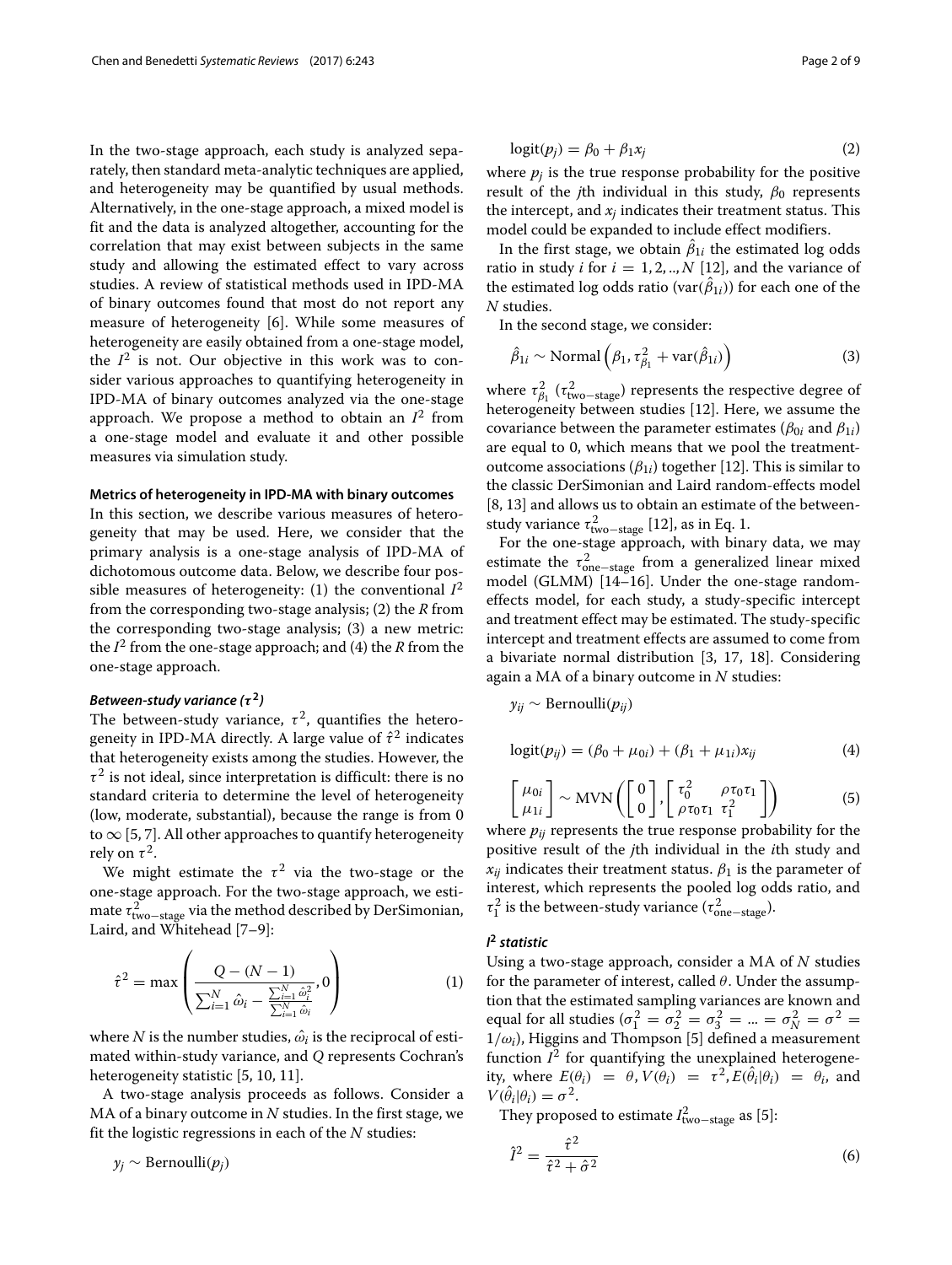In the two-stage approach, each study is analyzed separately, then standard meta-analytic techniques are applied, and heterogeneity may be quantified by usual methods. Alternatively, in the one-stage approach, a mixed model is fit and the data is analyzed altogether, accounting for the correlation that may exist between subjects in the same study and allowing the estimated effect to vary across studies. A review of statistical methods used in IPD-MA of binary outcomes found that most do not report any measure of heterogeneity [6]. While some measures of heterogeneity are easily obtained from a one-stage model, the $I^2$ is not. Our objective in this work was to consider various approaches to quantifying heterogeneity in IPD-MA of binary outcomes analyzed via the one-stage approach. We propose a method to obtain an $I^2$ from a one-stage model and evaluate it and other possible measures via simulation study.

#### Metrics of heterogeneity in IPD-MA with binary outcomes

In this section, we describe various measures of heterogeneity that may be used. Here, we consider that the primary analysis is a one-stage analysis of IPD-MA of dichotomous outcome data. Below, we describe four possible measures of heterogeneity: (1) the conventional $I^2$ from the corresponding two-stage analysis; (2) the *R* from the corresponding two-stage analysis; (3) a new metric: the $I^2$ from the one-stage approach; and (4) the *R* from the one-stage approach.

##### *Between-study variance ($\tau^2$)*

The between-study variance, $\tau^2$, quantifies the heterogeneity in IPD-MA directly. A large value of $\hat{\tau}^2$ indicates that heterogeneity exists among the studies. However, the $\tau^2$ is not ideal, since interpretation is difficult: there is no standard criteria to determine the level of heterogeneity (low, moderate, substantial), because the range is from 0 to $\infty$ [5, 7]. All other approaches to quantify heterogeneity rely on $\tau^2$.

We might estimate the $\tau^2$ via the two-stage or the one-stage approach. For the two-stage approach, we estimate $\tau^2_{\text{two-stage}}$ via the method described by DerSimonian, Laird, and Whitehead [7–9]:

$$\hat{\tau}^2 = \max\left(\frac{Q-(N-1)}{\sum_{i=1}^{N}\hat{\omega}_i - \frac{\sum_{i=1}^{N}\hat{\omega}_i^2}{\sum_{i=1}^{N}\hat{\omega}_i}}, 0\right) \tag{1}$$

where $N$ is the number studies, $\hat{\omega}_i$ is the reciprocal of estimated within-study variance, and $Q$ represents Cochran's heterogeneity statistic [5, 10, 11].

A two-stage analysis proceeds as follows. Consider a MA of a binary outcome in $N$ studies. In the first stage, we fit the logistic regressions in each of the $N$ studies:

$$y_j \sim \text{Bernoulli}(p_j)$$

$$\text{logit}(p_j) = \beta_0 + \beta_1 x_j \tag{2}$$

where $p_j$ is the true response probability for the positive result of the $j$th individual in this study, $\beta_0$ represents the intercept, and $x_j$ indicates their treatment status. This model could be expanded to include effect modifiers.

In the first stage, we obtain $\hat{\beta}_{1i}$ the estimated log odds ratio in study $i$ for $i = 1, 2, .., N$ [12], and the variance of the estimated log odds ratio ($\text{var}(\hat{\beta}_{1i})$) for each one of the $N$ studies.

In the second stage, we consider:

$$\hat{\beta}_{1i} \sim \text{Normal}\left(\beta_1, \tau^2_{\beta_1} + \text{var}(\hat{\beta}_{1i})\right) \tag{3}$$

where $\tau^2_{\beta_1}$ ($\tau^2_{\text{two-stage}}$) represents the respective degree of heterogeneity between studies [12]. Here, we assume the covariance between the parameter estimates ($\beta_{0i}$ and $\beta_{1i}$) are equal to 0, which means that we pool the treatment-outcome associations ($\beta_{1i}$) together [12]. This is similar to the classic DerSimonian and Laird random-effects model [8, 13] and allows us to obtain an estimate of the between-study variance $\tau^2_{\text{two-stage}}$ [12], as in Eq. 1.

For the one-stage approach, with binary data, we may estimate the $\tau^2_{\text{one-stage}}$ from a generalized linear mixed model (GLMM) [14–16]. Under the one-stage random-effects model, for each study, a study-specific intercept and treatment effect may be estimated. The study-specific intercept and treatment effects are assumed to come from a bivariate normal distribution [3, 17, 18]. Considering again a MA of a binary outcome in $N$ studies:

$$y_{ij} \sim \text{Bernoulli}(p_{ij})$$

$$\text{logit}(p_{ij}) = (\beta_0 + \mu_{0i}) + (\beta_1 + \mu_{1i})x_{ij} \tag{4}$$

$$\begin{bmatrix}\mu_{0i}\\ \mu_{1i}\end{bmatrix} \sim \text{MVN}\left(\begin{bmatrix}0\\0\end{bmatrix}, \begin{bmatrix}\tau_0^2 & \rho\tau_0\tau_1\\ \rho\tau_0\tau_1 & \tau_1^2\end{bmatrix}\right) \tag{5}$$

where $p_{ij}$ represents the true response probability for the positive result of the $j$th individual in the $i$th study and $x_{ij}$ indicates their treatment status. $\beta_1$ is the parameter of interest, which represents the pooled log odds ratio, and $\tau_1^2$ is the between-study variance ($\tau^2_{\text{one-stage}}$).

##### *$I^2$ statistic*

Using a two-stage approach, consider a MA of $N$ studies for the parameter of interest, called $\theta$. Under the assumption that the estimated sampling variances are known and equal for all studies ($\sigma_1^2 = \sigma_2^2 = \sigma_3^2 = ... = \sigma_N^2 = \sigma^2 = 1/\omega_i$), Higgins and Thompson [5] defined a measurement function $I^2$ for quantifying the unexplained heterogeneity, where $E(\theta_i) = \theta, V(\theta_i) = \tau^2, E(\hat{\theta}_i|\theta_i) = \theta_i$, and $V(\hat{\theta}_i|\theta_i) = \sigma^2$.

They proposed to estimate $I^2_{\text{two-stage}}$ as [5]:

$$\hat{I}^2 = \frac{\hat{\tau}^2}{\hat{\tau}^2 + \hat{\sigma}^2} \tag{6}$$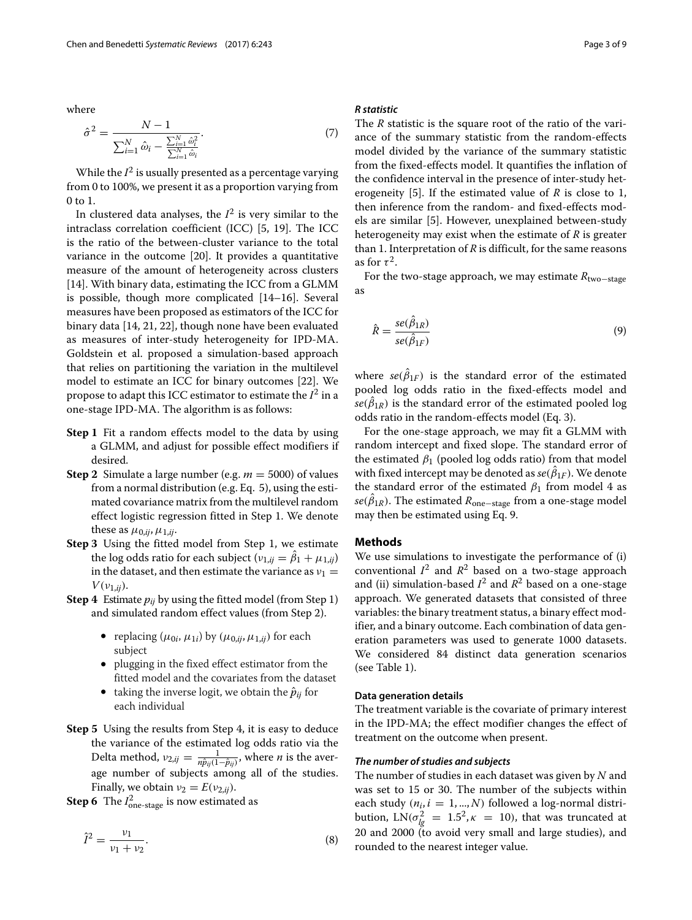where

$$\hat{\sigma}^2 = \frac{N-1}{\sum_{i=1}^{N} \hat{\omega}_i - \frac{\sum_{i=1}^{N} \hat{\omega}_i^2}{\sum_{i=1}^{N} \hat{\omega}_i}}. \tag{7}$$

While the $I^2$ is usually presented as a percentage varying from 0 to 100%, we present it as a proportion varying from 0 to 1.

In clustered data analyses, the $I^2$ is very similar to the intraclass correlation coefficient (ICC) [5, 19]. The ICC is the ratio of the between-cluster variance to the total variance in the outcome [20]. It provides a quantitative measure of the amount of heterogeneity across clusters [14]. With binary data, estimating the ICC from a GLMM is possible, though more complicated [14–16]. Several measures have been proposed as estimators of the ICC for binary data [14, 21, 22], though none have been evaluated as measures of inter-study heterogeneity for IPD-MA. Goldstein et al. proposed a simulation-based approach that relies on partitioning the variation in the multilevel model to estimate an ICC for binary outcomes [22]. We propose to adapt this ICC estimator to estimate the $I^2$ in a one-stage IPD-MA. The algorithm is as follows:

- **Step 1** Fit a random effects model to the data by using a GLMM, and adjust for possible effect modifiers if desired.
- **Step 2** Simulate a large number (e.g. $m = 5000$) of values from a normal distribution (e.g. Eq. 5), using the estimated covariance matrix from the multilevel random effect logistic regression fitted in Step 1. We denote these as $\mu_{0,ij}, \mu_{1,ij}$.
- **Step 3** Using the fitted model from Step 1, we estimate the log odds ratio for each subject ($\nu_{1,ij} = \hat{\beta}_1 + \mu_{1,ij}$) in the dataset, and then estimate the variance as $\nu_1 = V(\nu_{1,ij})$.
- **Step 4** Estimate $p_{ij}$ by using the fitted model (from Step 1) and simulated random effect values (from Step 2).
  - replacing $(\mu_{0i}, \mu_{1i})$ by $(\mu_{0,ij}, \mu_{1,ij})$ for each subject
  - plugging in the fixed effect estimator from the fitted model and the covariates from the dataset
  - taking the inverse logit, we obtain the $\hat{p}_{ij}$ for each individual
- **Step 5** Using the results from Step 4, it is easy to deduce the variance of the estimated log odds ratio via the Delta method, $\nu_{2,ij} = \frac{1}{n\hat{p}_{ij}(1-\hat{p}_{ij})}$, where $n$ is the average number of subjects among all of the studies. Finally, we obtain $\nu_2 = E(\nu_{2,ij})$.
- **Step 6** The $I^2_{\text{one-stage}}$ is now estimated as

$$\hat{I}^2 = \frac{\nu_1}{\nu_1 + \nu_2}. \tag{8}$$

#### *R statistic*

The $R$ statistic is the square root of the ratio of the variance of the summary statistic from the random-effects model divided by the variance of the summary statistic from the fixed-effects model. It quantifies the inflation of the confidence interval in the presence of inter-study heterogeneity [5]. If the estimated value of $R$ is close to 1, then inference from the random- and fixed-effects models are similar [5]. However, unexplained between-study heterogeneity may exist when the estimate of $R$ is greater than 1. Interpretation of $R$ is difficult, for the same reasons as for $\tau^2$.

For the two-stage approach, we may estimate $R_{\text{two-stage}}$ as

$$\hat{R} = \frac{se(\hat{\beta}_{1R})}{se(\hat{\beta}_{1F})} \tag{9}$$

where $se(\hat{\beta}_{1F})$ is the standard error of the estimated pooled log odds ratio in the fixed-effects model and $se(\hat{\beta}_{1R})$ is the standard error of the estimated pooled log odds ratio in the random-effects model (Eq. 3).

For the one-stage approach, we may fit a GLMM with random intercept and fixed slope. The standard error of the estimated $\beta_1$ (pooled log odds ratio) from that model with fixed intercept may be denoted as $se(\hat{\beta}_{1F})$. We denote the standard error of the estimated $\beta_1$ from model 4 as $se(\hat{\beta}_{1R})$. The estimated $R_{\text{one-stage}}$ from a one-stage model may then be estimated using Eq. 9.

## Methods

We use simulations to investigate the performance of (i) conventional $I^2$ and $R^2$ based on a two-stage approach and (ii) simulation-based $I^2$ and $R^2$ based on a one-stage approach. We generated datasets that consisted of three variables: the binary treatment status, a binary effect modifier, and a binary outcome. Each combination of data generation parameters was used to generate 1000 datasets. We considered 84 distinct data generation scenarios (see Table 1).

### Data generation details

The treatment variable is the covariate of primary interest in the IPD-MA; the effect modifier changes the effect of treatment on the outcome when present.

#### *The number of studies and subjects*

The number of studies in each dataset was given by $N$ and was set to 15 or 30. The number of the subjects within each study ($n_i, i = 1, ..., N$) followed a log-normal distribution, $\text{LN}(\sigma^2_{lg} = 1.5^2, \kappa = 10)$, that was truncated at 20 and 2000 (to avoid very small and large studies), and rounded to the nearest integer value.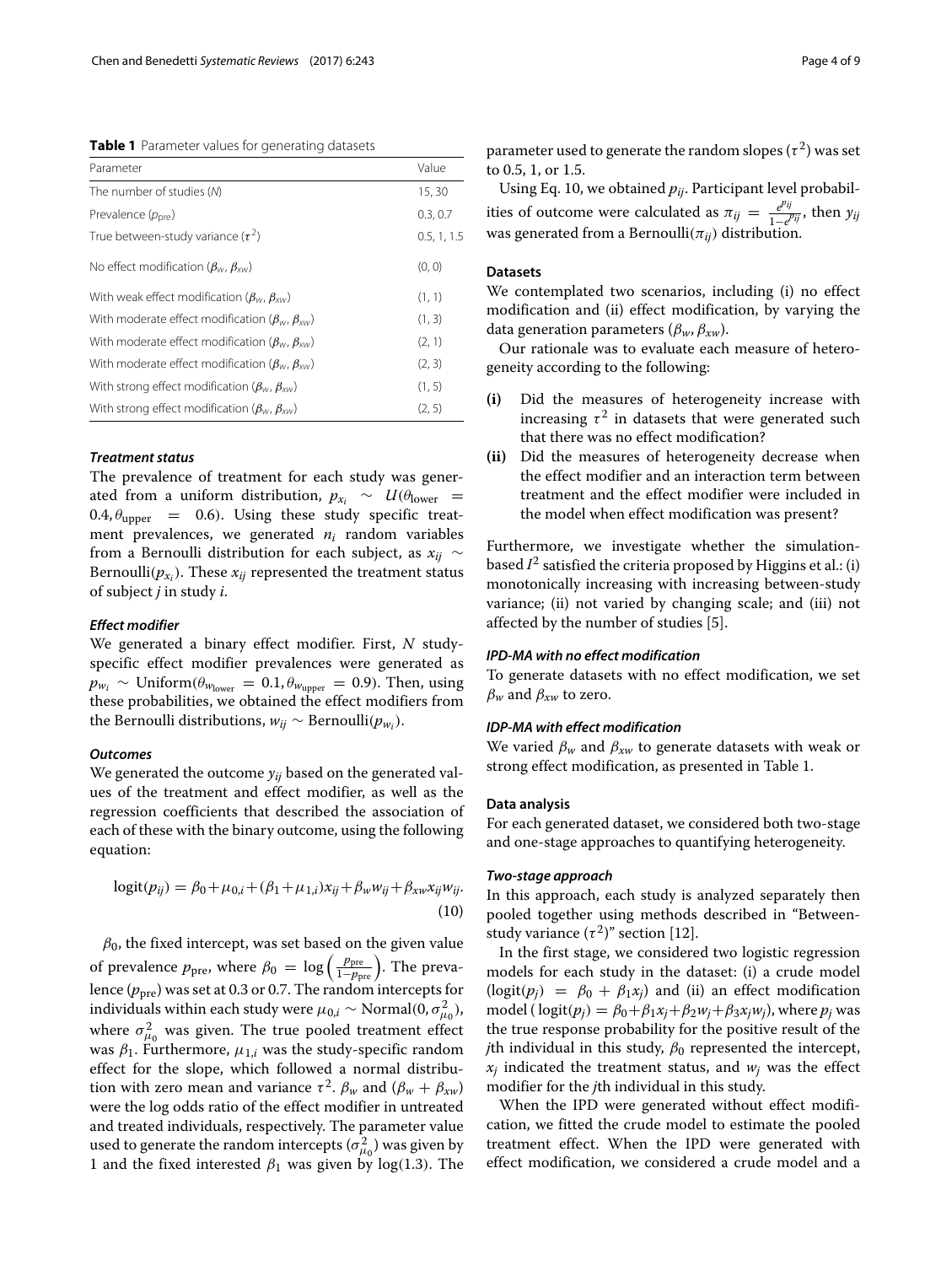**Table 1** Parameter values for generating datasets

| Parameter | Value |
| --- | --- |
| The number of studies ($N$) | 15, 30 |
| Prevalence ($p_{\text{pre}}$) | 0.3, 0.7 |
| True between-study variance ($\tau^2$) | 0.5, 1, 1.5 |
| No effect modification ($\beta_w$, $\beta_{xw}$) | (0, 0) |
| With weak effect modification ($\beta_w$, $\beta_{xw}$) | (1, 1) |
| With moderate effect modification ($\beta_w$, $\beta_{xw}$) | (1, 3) |
| With moderate effect modification ($\beta_w$, $\beta_{xw}$) | (2, 1) |
| With moderate effect modification ($\beta_w$, $\beta_{xw}$) | (2, 3) |
| With strong effect modification ($\beta_w$, $\beta_{xw}$) | (1, 5) |
| With strong effect modification ($\beta_w$, $\beta_{xw}$) | (2, 5) |

***Treatment status***

The prevalence of treatment for each study was generated from a uniform distribution, $p_{x_i} \sim U(\theta_{\text{lower}} = 0.4, \theta_{\text{upper}} = 0.6)$. Using these study specific treatment prevalences, we generated $n_i$ random variables from a Bernoulli distribution for each subject, as $x_{ij} \sim \text{Bernoulli}(p_{x_i})$. These $x_{ij}$ represented the treatment status of subject $j$ in study $i$.

***Effect modifier***

We generated a binary effect modifier. First, $N$ study-specific effect modifier prevalences were generated as $p_{w_i} \sim \text{Uniform}(\theta_{w_{\text{lower}}} = 0.1, \theta_{w_{\text{upper}}} = 0.9)$. Then, using these probabilities, we obtained the effect modifiers from the Bernoulli distributions, $w_{ij} \sim \text{Bernoulli}(p_{w_i})$.

***Outcomes***

We generated the outcome $y_{ij}$ based on the generated values of the treatment and effect modifier, as well as the regression coefficients that described the association of each of these with the binary outcome, using the following equation:

$$\text{logit}(p_{ij}) = \beta_0 + \mu_{0,i} + (\beta_1 + \mu_{1,i})x_{ij} + \beta_w w_{ij} + \beta_{xw} x_{ij} w_{ij}. \tag{10}$$

$\beta_0$, the fixed intercept, was set based on the given value of prevalence $p_{\text{pre}}$, where $\beta_0 = \log\left(\frac{p_{\text{pre}}}{1-p_{\text{pre}}}\right)$. The prevalence ($p_{\text{pre}}$) was set at 0.3 or 0.7. The random intercepts for individuals within each study were $\mu_{0,i} \sim \text{Normal}(0, \sigma^2_{\mu_0})$, where $\sigma^2_{\mu_0}$ was given. The true pooled treatment effect was $\beta_1$. Furthermore, $\mu_{1,i}$ was the study-specific random effect for the slope, which followed a normal distribution with zero mean and variance $\tau^2$. $\beta_w$ and $(\beta_w + \beta_{xw})$ were the log odds ratio of the effect modifier in untreated and treated individuals, respectively. The parameter value used to generate the random intercepts ($\sigma^2_{\mu_0}$) was given by 1 and the fixed interested $\beta_1$ was given by log(1.3). The parameter used to generate the random slopes ($\tau^2$) was set to 0.5, 1, or 1.5.

Using Eq. 10, we obtained $p_{ij}$. Participant level probabilities of outcome were calculated as $\pi_{ij} = \frac{e^{p_{ij}}}{1-e^{p_{ij}}}$, then $y_{ij}$ was generated from a Bernoulli($\pi_{ij}$) distribution.

**Datasets**

We contemplated two scenarios, including (i) no effect modification and (ii) effect modification, by varying the data generation parameters ($\beta_w$, $\beta_{xw}$).

Our rationale was to evaluate each measure of heterogeneity according to the following:

**(i)** Did the measures of heterogeneity increase with increasing $\tau^2$ in datasets that were generated such that there was no effect modification?

**(ii)** Did the measures of heterogeneity decrease when the effect modifier and an interaction term between treatment and the effect modifier were included in the model when effect modification was present?

Furthermore, we investigate whether the simulation-based $I^2$ satisfied the criteria proposed by Higgins et al.: (i) monotonically increasing with increasing between-study variance; (ii) not varied by changing scale; and (iii) not affected by the number of studies [5].

***IPD-MA with no effect modification***

To generate datasets with no effect modification, we set $\beta_w$ and $\beta_{xw}$ to zero.

***IDP-MA with effect modification***

We varied $\beta_w$ and $\beta_{xw}$ to generate datasets with weak or strong effect modification, as presented in Table 1.

**Data analysis**

For each generated dataset, we considered both two-stage and one-stage approaches to quantifying heterogeneity.

***Two-stage approach***

In this approach, each study is analyzed separately then pooled together using methods described in "Between-study variance ($\tau^2$)" section [12].

In the first stage, we considered two logistic regression models for each study in the dataset: (i) a crude model ($\text{logit}(p_j) = \beta_0 + \beta_1 x_j$) and (ii) an effect modification model ( $\text{logit}(p_j) = \beta_0 + \beta_1 x_j + \beta_2 w_j + \beta_3 x_j w_j$), where $p_j$ was the true response probability for the positive result of the $j$th individual in this study, $\beta_0$ represented the intercept, $x_j$ indicated the treatment status, and $w_j$ was the effect modifier for the $j$th individual in this study.

When the IPD were generated without effect modification, we fitted the crude model to estimate the pooled treatment effect. When the IPD were generated with effect modification, we considered a crude model and a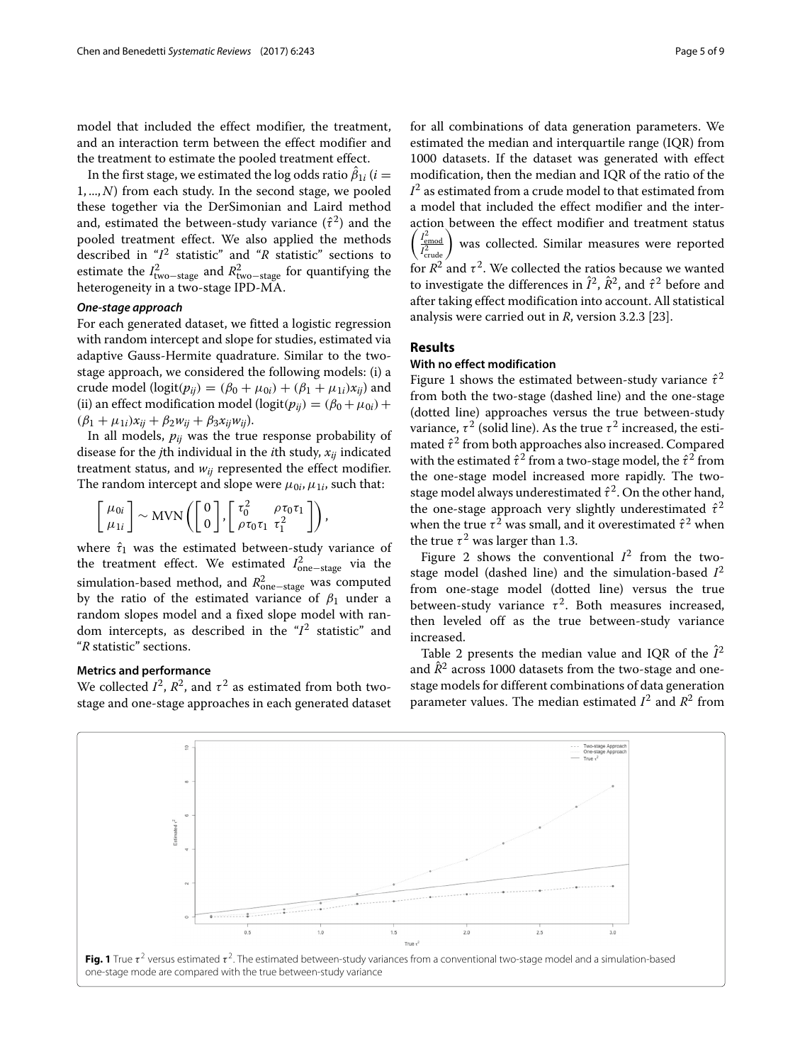model that included the effect modifier, the treatment, and an interaction term between the effect modifier and the treatment to estimate the pooled treatment effect.

In the first stage, we estimated the log odds ratio $\hat{\beta}_{1i}$ ($i = 1, ..., N$) from each study. In the second stage, we pooled these together via the DerSimonian and Laird method and, estimated the between-study variance ($\hat{\tau}^2$) and the pooled treatment effect. We also applied the methods described in "$I^2$ statistic" and "$R$ statistic" sections to estimate the $I^2_{\text{two-stage}}$ and $R^2_{\text{two-stage}}$ for quantifying the heterogeneity in a two-stage IPD-MA.

#### *One-stage approach*

For each generated dataset, we fitted a logistic regression with random intercept and slope for studies, estimated via adaptive Gauss-Hermite quadrature. Similar to the two-stage approach, we considered the following models: (i) a crude model ($\text{logit}(p_{ij}) = (\beta_0 + \mu_{0i}) + (\beta_1 + \mu_{1i})x_{ij}$) and (ii) an effect modification model ($\text{logit}(p_{ij}) = (\beta_0 + \mu_{0i}) + (\beta_1 + \mu_{1i})x_{ij} + \beta_2 w_{ij} + \beta_3 x_{ij} w_{ij}$).

In all models, $p_{ij}$ was the true response probability of disease for the $j$th individual in the $i$th study, $x_{ij}$ indicated treatment status, and $w_{ij}$ represented the effect modifier. The random intercept and slope were $\mu_{0i}, \mu_{1i}$, such that:

$$\begin{bmatrix} \mu_{0i} \\ \mu_{1i} \end{bmatrix} \sim \text{MVN}\left( \begin{bmatrix} 0 \\ 0 \end{bmatrix}, \begin{bmatrix} \tau_0^2 & \rho\tau_0\tau_1 \\ \rho\tau_0\tau_1 & \tau_1^2 \end{bmatrix} \right),$$

where $\hat{\tau}_1$ was the estimated between-study variance of the treatment effect. We estimated $I^2_{\text{one-stage}}$ via the simulation-based method, and $R^2_{\text{one-stage}}$ was computed by the ratio of the estimated variance of $\beta_1$ under a random slopes model and a fixed slope model with random intercepts, as described in the "$I^2$ statistic" and "$R$ statistic" sections.

### Metrics and performance

We collected $I^2$, $R^2$, and $\tau^2$ as estimated from both two-stage and one-stage approaches in each generated dataset for all combinations of data generation parameters. We estimated the median and interquartile range (IQR) from 1000 datasets. If the dataset was generated with effect modification, then the median and IQR of the ratio of the $I^2$ as estimated from a crude model to that estimated from a model that included the effect modifier and the interaction between the effect modifier and treatment status $\left(\frac{I^2_{\text{emod}}}{I^2_{\text{crude}}}\right)$ was collected. Similar measures were reported for $R^2$ and $\tau^2$. We collected the ratios because we wanted to investigate the differences in $\hat{I}^2$, $\hat{R}^2$, and $\hat{\tau}^2$ before and after taking effect modification into account. All statistical analysis were carried out in *R*, version 3.2.3 [23].

## Results

### With no effect modification

Figure 1 shows the estimated between-study variance $\hat{\tau}^2$ from both the two-stage (dashed line) and the one-stage (dotted line) approaches versus the true between-study variance, $\tau^2$ (solid line). As the true $\tau^2$ increased, the estimated $\hat{\tau}^2$ from both approaches also increased. Compared with the estimated $\hat{\tau}^2$ from a two-stage model, the $\hat{\tau}^2$ from the one-stage model increased more rapidly. The two-stage model always underestimated $\hat{\tau}^2$. On the other hand, the one-stage approach very slightly underestimated $\hat{\tau}^2$ when the true $\tau^2$ was small, and it overestimated $\hat{\tau}^2$ when the true $\tau^2$ was larger than 1.3.

Figure 2 shows the conventional $I^2$ from the two-stage model (dashed line) and the simulation-based $I^2$ from one-stage model (dotted line) versus the true between-study variance $\tau^2$. Both measures increased, then leveled off as the true between-study variance increased.

Table 2 presents the median value and IQR of the $\hat{I}^2$ and $\hat{R}^2$ across 1000 datasets from the two-stage and one-stage models for different combinations of data generation parameter values. The median estimated $I^2$ and $R^2$ from

**Fig. 1** True $\tau^2$ versus estimated $\tau^2$. The estimated between-study variances from a conventional two-stage model and a simulation-based one-stage mode are compared with the true between-study variance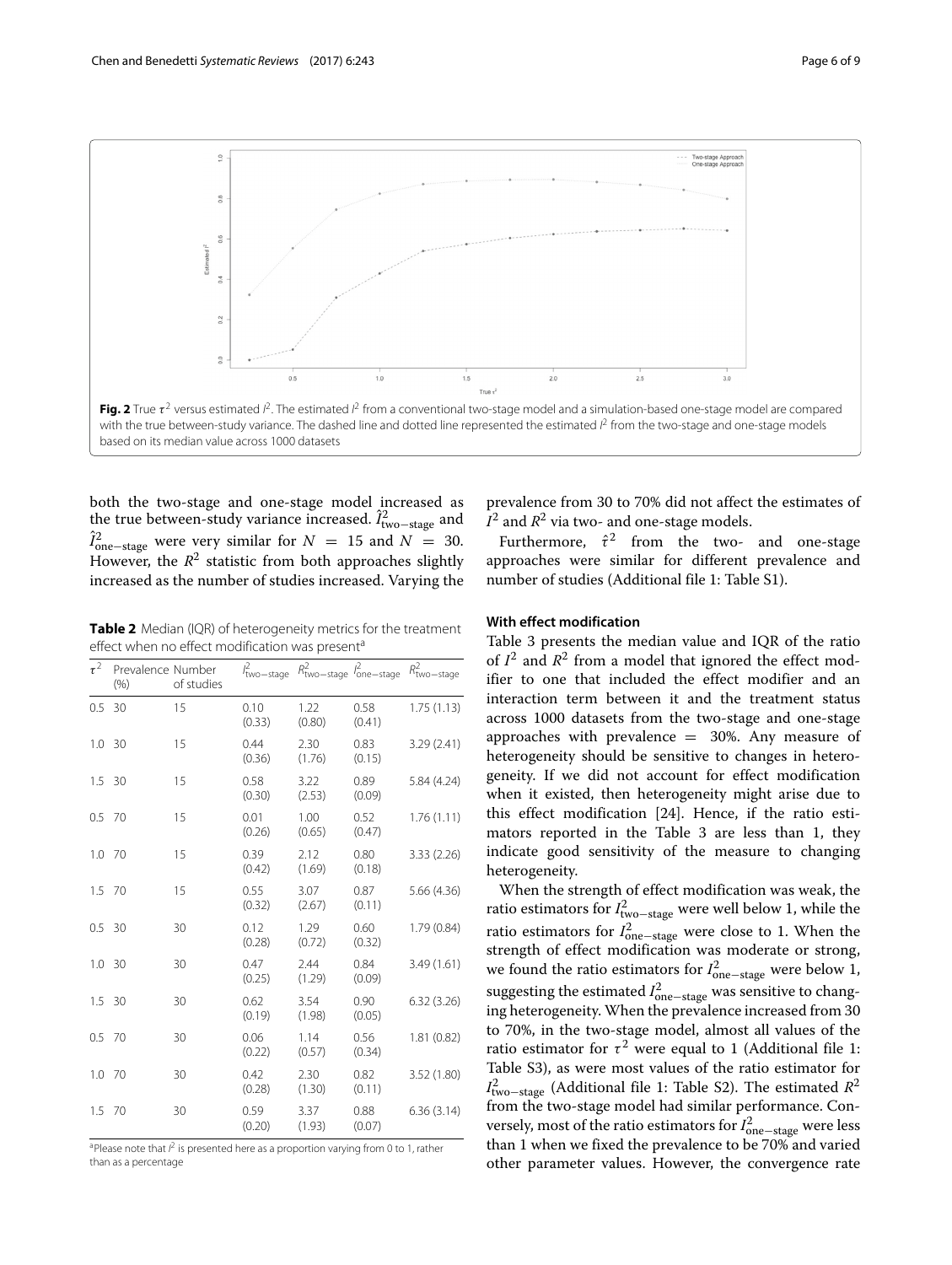**Fig. 2** True $\tau^2$ versus estimated $I^2$. The estimated $I^2$ from a conventional two-stage model and a simulation-based one-stage model are compared with the true between-study variance. The dashed line and dotted line represented the estimated $I^2$ from the two-stage and one-stage models based on its median value across 1000 datasets

both the two-stage and one-stage model increased as the true between-study variance increased. $\hat{I}^2_{\text{two-stage}}$ and $\hat{I}^2_{\text{one-stage}}$ were very similar for $N = 15$ and $N = 30$. However, the $R^2$ statistic from both approaches slightly increased as the number of studies increased. Varying the prevalence from 30 to 70% did not affect the estimates of $I^2$ and $R^2$ via two- and one-stage models.

Furthermore, $\hat{\tau}^2$ from the two- and one-stage approaches were similar for different prevalence and number of studies (Additional file 1: Table S1).

**Table 2** Median (IQR) of heterogeneity metrics for the treatment effect when no effect modification was present[a]

| $\tau^2$ | Prevalence (%) | Number of studies | $I^2_{\text{two-stage}}$ | $R^2_{\text{two-stage}}$ | $I^2_{\text{one-stage}}$ | $R^2_{\text{two-stage}}$ |
|---|---|---|---|---|---|---|
| 0.5 | 30 | 15 | 0.10 (0.33) | 1.22 (0.80) | 0.58 (0.41) | 1.75 (1.13) |
| 1.0 | 30 | 15 | 0.44 (0.36) | 2.30 (1.76) | 0.83 (0.15) | 3.29 (2.41) |
| 1.5 | 30 | 15 | 0.58 (0.30) | 3.22 (2.53) | 0.89 (0.09) | 5.84 (4.24) |
| 0.5 | 70 | 15 | 0.01 (0.26) | 1.00 (0.65) | 0.52 (0.47) | 1.76 (1.11) |
| 1.0 | 70 | 15 | 0.39 (0.42) | 2.12 (1.69) | 0.80 (0.18) | 3.33 (2.26) |
| 1.5 | 70 | 15 | 0.55 (0.32) | 3.07 (2.67) | 0.87 (0.11) | 5.66 (4.36) |
| 0.5 | 30 | 30 | 0.12 (0.28) | 1.29 (0.72) | 0.60 (0.32) | 1.79 (0.84) |
| 1.0 | 30 | 30 | 0.47 (0.25) | 2.44 (1.29) | 0.84 (0.09) | 3.49 (1.61) |
| 1.5 | 30 | 30 | 0.62 (0.19) | 3.54 (1.98) | 0.90 (0.05) | 6.32 (3.26) |
| 0.5 | 70 | 30 | 0.06 (0.22) | 1.14 (0.57) | 0.56 (0.34) | 1.81 (0.82) |
| 1.0 | 70 | 30 | 0.42 (0.28) | 2.30 (1.30) | 0.82 (0.11) | 3.52 (1.80) |
| 1.5 | 70 | 30 | 0.59 (0.20) | 3.37 (1.93) | 0.88 (0.07) | 6.36 (3.14) |

[a]Please note that $I^2$ is presented here as a proportion varying from 0 to 1, rather than as a percentage

#### With effect modification

Table 3 presents the median value and IQR of the ratio of $I^2$ and $R^2$ from a model that ignored the effect modifier to one that included the effect modifier and an interaction term between it and the treatment status across 1000 datasets from the two-stage and one-stage approaches with prevalence = 30%. Any measure of heterogeneity should be sensitive to changes in heterogeneity. If we did not account for effect modification when it existed, then heterogeneity might arise due to this effect modification [24]. Hence, if the ratio estimators reported in the Table 3 are less than 1, they indicate good sensitivity of the measure to changing heterogeneity.

When the strength of effect modification was weak, the ratio estimators for $I^2_{\text{two-stage}}$ were well below 1, while the ratio estimators for $I^2_{\text{one-stage}}$ were close to 1. When the strength of effect modification was moderate or strong, we found the ratio estimators for $I^2_{\text{one-stage}}$ were below 1, suggesting the estimated $I^2_{\text{one-stage}}$ was sensitive to changing heterogeneity. When the prevalence increased from 30 to 70%, in the two-stage model, almost all values of the ratio estimator for $\tau^2$ were equal to 1 (Additional file 1: Table S3), as were most values of the ratio estimator for $I^2_{\text{two-stage}}$ (Additional file 1: Table S2). The estimated $R^2$ from the two-stage model had similar performance. Conversely, most of the ratio estimators for $I^2_{\text{one-stage}}$ were less than 1 when we fixed the prevalence to be 70% and varied other parameter values. However, the convergence rate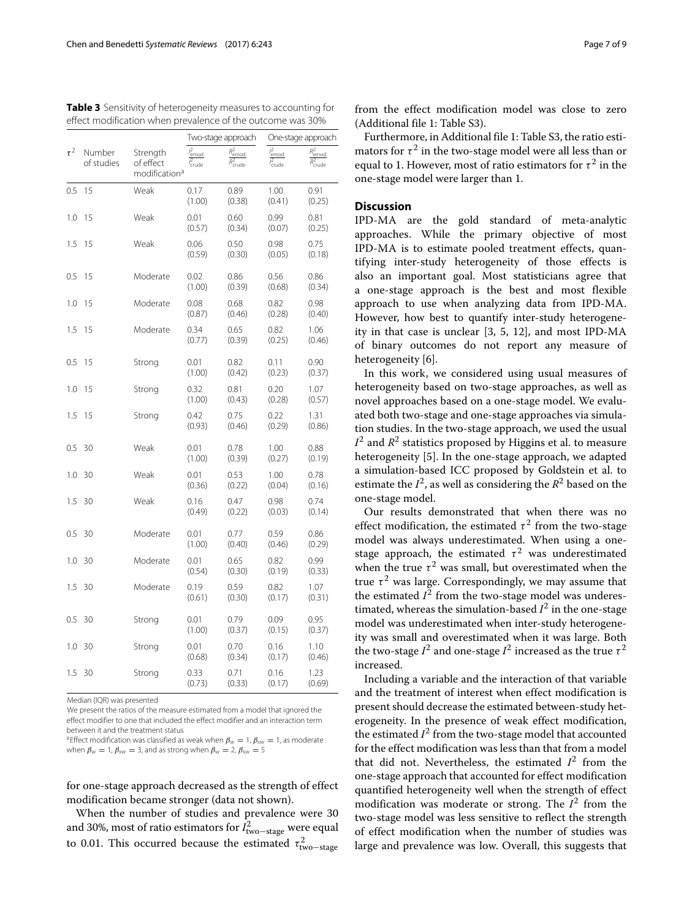**Table 3** Sensitivity of heterogeneity measures to accounting for effect modification when prevalence of the outcome was 30%

| $\tau^2$ | Number of studies | Strength of effect modification[a] | Two-stage approach | | One-stage approach | |
|---|---|---|---|---|---|---|
| | | | $\frac{I^2_{\text{emod}}}{I^2_{\text{crude}}}$ | $\frac{R^2_{\text{emod}}}{R^2_{\text{crude}}}$ | $\frac{I^2_{\text{emod}}}{I^2_{\text{crude}}}$ | $\frac{R^2_{\text{emod}}}{R^2_{\text{crude}}}$ |
| 0.5 | 15 | Weak | 0.17 (1.00) | 0.89 (0.38) | 1.00 (0.41) | 0.91 (0.25) |
| 1.0 | 15 | Weak | 0.01 (0.57) | 0.60 (0.34) | 0.99 (0.07) | 0.81 (0.25) |
| 1.5 | 15 | Weak | 0.06 (0.59) | 0.50 (0.30) | 0.98 (0.05) | 0.75 (0.18) |
| 0.5 | 15 | Moderate | 0.02 (1.00) | 0.86 (0.39) | 0.56 (0.68) | 0.86 (0.34) |
| 1.0 | 15 | Moderate | 0.08 (0.87) | 0.68 (0.46) | 0.82 (0.28) | 0.98 (0.40) |
| 1.5 | 15 | Moderate | 0.34 (0.77) | 0.65 (0.39) | 0.82 (0.25) | 1.06 (0.46) |
| 0.5 | 15 | Strong | 0.01 (1.00) | 0.82 (0.42) | 0.11 (0.23) | 0.90 (0.37) |
| 1.0 | 15 | Strong | 0.32 (1.00) | 0.81 (0.43) | 0.20 (0.28) | 1.07 (0.57) |
| 1.5 | 15 | Strong | 0.42 (0.93) | 0.75 (0.46) | 0.22 (0.29) | 1.31 (0.86) |
| 0.5 | 30 | Weak | 0.01 (1.00) | 0.78 (0.39) | 1.00 (0.27) | 0.88 (0.19) |
| 1.0 | 30 | Weak | 0.01 (0.36) | 0.53 (0.22) | 1.00 (0.04) | 0.78 (0.16) |
| 1.5 | 30 | Weak | 0.16 (0.49) | 0.47 (0.22) | 0.98 (0.03) | 0.74 (0.14) |
| 0.5 | 30 | Moderate | 0.01 (1.00) | 0.77 (0.40) | 0.59 (0.46) | 0.86 (0.29) |
| 1.0 | 30 | Moderate | 0.01 (0.54) | 0.65 (0.30) | 0.82 (0.19) | 0.99 (0.33) |
| 1.5 | 30 | Moderate | 0.19 (0.61) | 0.59 (0.30) | 0.82 (0.17) | 1.07 (0.31) |
| 0.5 | 30 | Strong | 0.01 (1.00) | 0.79 (0.37) | 0.09 (0.15) | 0.95 (0.37) |
| 1.0 | 30 | Strong | 0.01 (0.68) | 0.70 (0.34) | 0.16 (0.17) | 1.10 (0.46) |
| 1.5 | 30 | Strong | 0.33 (0.73) | 0.71 (0.33) | 0.16 (0.17) | 1.23 (0.69) |

Median (IQR) was presented

We present the ratios of the measure estimated from a model that ignored the effect modifier to one that included the effect modifier and an interaction term between it and the treatment status

[a] Effect modification was classified as weak when $\beta_w = 1, \beta_{xw} = 1$, as moderate when $\beta_w = 1, \beta_{xw} = 3$, and as strong when $\beta_w = 2, \beta_{xw} = 5$

for one-stage approach decreased as the strength of effect modification became stronger (data not shown).

When the number of studies and prevalence were 30 and 30%, most of ratio estimators for $I^2_{\text{two-stage}}$ were equal to 0.01. This occurred because the estimated $\tau^2_{\text{two-stage}}$ from the effect modification model was close to zero (Additional file 1: Table S3).

Furthermore, in Additional file 1: Table S3, the ratio estimators for $\tau^2$ in the two-stage model were all less than or equal to 1. However, most of ratio estimators for $\tau^2$ in the one-stage model were larger than 1.

## Discussion

IPD-MA are the gold standard of meta-analytic approaches. While the primary objective of most IPD-MA is to estimate pooled treatment effects, quantifying inter-study heterogeneity of those effects is also an important goal. Most statisticians agree that a one-stage approach is the best and most flexible approach to use when analyzing data from IPD-MA. However, how best to quantify inter-study heterogeneity in that case is unclear [3, 5, 12], and most IPD-MA of binary outcomes do not report any measure of heterogeneity [6].

In this work, we considered using usual measures of heterogeneity based on two-stage approaches, as well as novel approaches based on a one-stage model. We evaluated both two-stage and one-stage approaches via simulation studies. In the two-stage approach, we used the usual $I^2$ and $R^2$ statistics proposed by Higgins et al. to measure heterogeneity [5]. In the one-stage approach, we adapted a simulation-based ICC proposed by Goldstein et al. to estimate the $I^2$, as well as considering the $R^2$ based on the one-stage model.

Our results demonstrated that when there was no effect modification, the estimated $\tau^2$ from the two-stage model was always underestimated. When using a one-stage approach, the estimated $\tau^2$ was underestimated when the true $\tau^2$ was small, but overestimated when the true $\tau^2$ was large. Correspondingly, we may assume that the estimated $I^2$ from the two-stage model was underestimated, whereas the simulation-based $I^2$ in the one-stage model was underestimated when inter-study heterogeneity was small and overestimated when it was large. Both the two-stage $I^2$ and one-stage $I^2$ increased as the true $\tau^2$ increased.

Including a variable and the interaction of that variable and the treatment of interest when effect modification is present should decrease the estimated between-study heterogeneity. In the presence of weak effect modification, the estimated $I^2$ from the two-stage model that accounted for the effect modification was less than that from a model that did not. Nevertheless, the estimated $I^2$ from the one-stage approach that accounted for effect modification quantified heterogeneity well when the strength of effect modification was moderate or strong. The $I^2$ from the two-stage model was less sensitive to reflect the strength of effect modification when the number of studies was large and prevalence was low. Overall, this suggests that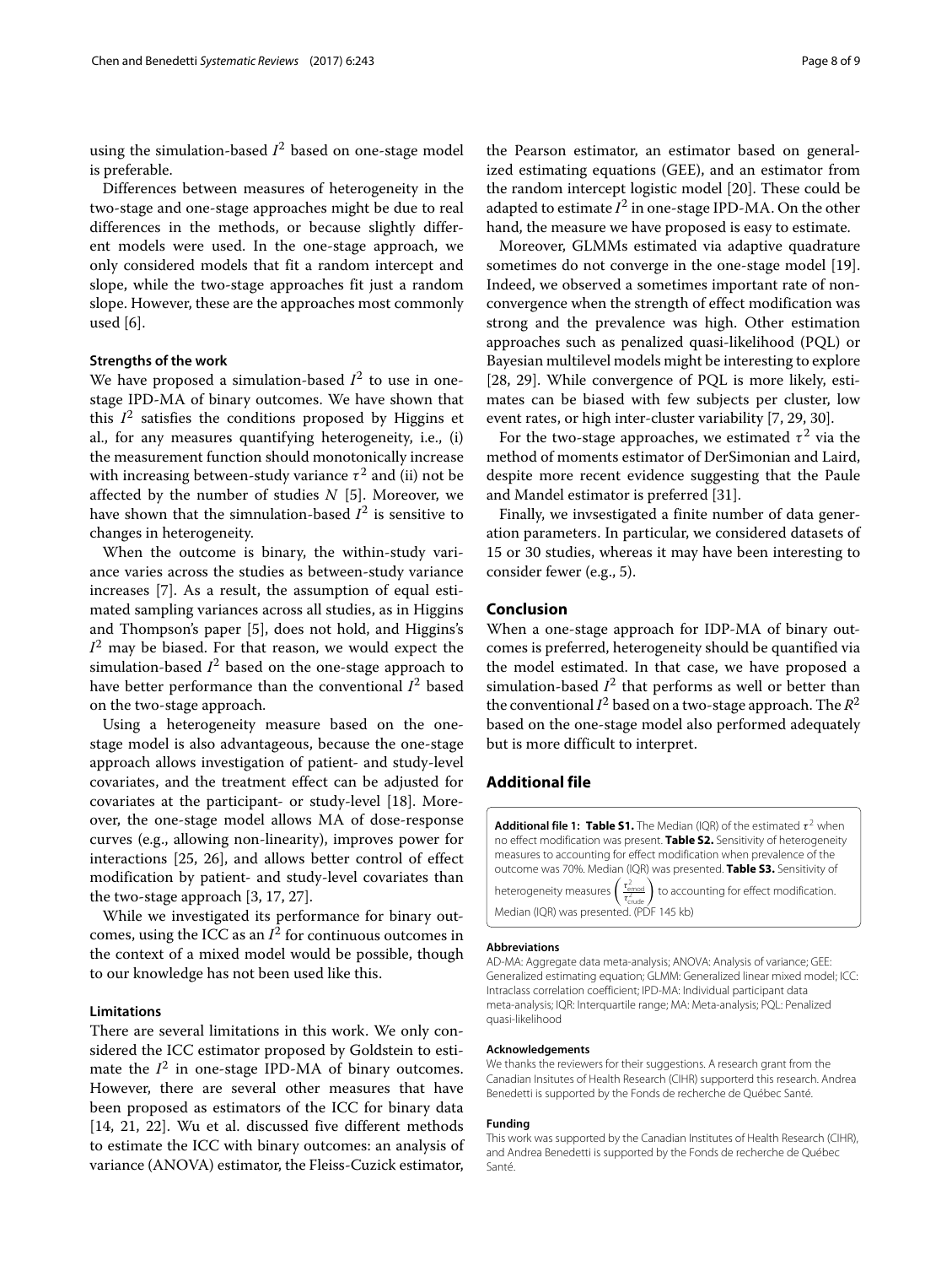using the simulation-based $I^2$ based on one-stage model is preferable.

Differences between measures of heterogeneity in the two-stage and one-stage approaches might be due to real differences in the methods, or because slightly different models were used. In the one-stage approach, we only considered models that fit a random intercept and slope, while the two-stage approaches fit just a random slope. However, these are the approaches most commonly used [6].

### Strengths of the work

We have proposed a simulation-based $I^2$ to use in one-stage IPD-MA of binary outcomes. We have shown that this $I^2$ satisfies the conditions proposed by Higgins et al., for any measures quantifying heterogeneity, i.e., (i) the measurement function should monotonically increase with increasing between-study variance $\tau^2$ and (ii) not be affected by the number of studies $N$ [5]. Moreover, we have shown that the simnulation-based $I^2$ is sensitive to changes in heterogeneity.

When the outcome is binary, the within-study variance varies across the studies as between-study variance increases [7]. As a result, the assumption of equal estimated sampling variances across all studies, as in Higgins and Thompson's paper [5], does not hold, and Higgins's $I^2$ may be biased. For that reason, we would expect the simulation-based $I^2$ based on the one-stage approach to have better performance than the conventional $I^2$ based on the two-stage approach.

Using a heterogeneity measure based on the one-stage model is also advantageous, because the one-stage approach allows investigation of patient- and study-level covariates, and the treatment effect can be adjusted for covariates at the participant- or study-level [18]. Moreover, the one-stage model allows MA of dose-response curves (e.g., allowing non-linearity), improves power for interactions [25, 26], and allows better control of effect modification by patient- and study-level covariates than the two-stage approach [3, 17, 27].

While we investigated its performance for binary outcomes, using the ICC as an $I^2$ for continuous outcomes in the context of a mixed model would be possible, though to our knowledge has not been used like this.

### Limitations

There are several limitations in this work. We only considered the ICC estimator proposed by Goldstein to estimate the $I^2$ in one-stage IPD-MA of binary outcomes. However, there are several other measures that have been proposed as estimators of the ICC for binary data [14, 21, 22]. Wu et al. discussed five different methods to estimate the ICC with binary outcomes: an analysis of variance (ANOVA) estimator, the Fleiss-Cuzick estimator, the Pearson estimator, an estimator based on generalized estimating equations (GEE), and an estimator from the random intercept logistic model [20]. These could be adapted to estimate $I^2$ in one-stage IPD-MA. On the other hand, the measure we have proposed is easy to estimate.

Moreover, GLMMs estimated via adaptive quadrature sometimes do not converge in the one-stage model [19]. Indeed, we observed a sometimes important rate of non-convergence when the strength of effect modification was strong and the prevalence was high. Other estimation approaches such as penalized quasi-likelihood (PQL) or Bayesian multilevel models might be interesting to explore [28, 29]. While convergence of PQL is more likely, estimates can be biased with few subjects per cluster, low event rates, or high inter-cluster variability [7, 29, 30].

For the two-stage approaches, we estimated $\tau^2$ via the method of moments estimator of DerSimonian and Laird, despite more recent evidence suggesting that the Paule and Mandel estimator is preferred [31].

Finally, we invsestigated a finite number of data generation parameters. In particular, we considered datasets of 15 or 30 studies, whereas it may have been interesting to consider fewer (e.g., 5).

## Conclusion

When a one-stage approach for IDP-MA of binary outcomes is preferred, heterogeneity should be quantified via the model estimated. In that case, we have proposed a simulation-based $I^2$ that performs as well or better than the conventional $I^2$ based on a two-stage approach. The $R^2$ based on the one-stage model also performed adequately but is more difficult to interpret.

## Additional file

**Additional file 1: Table S1.** The Median (IQR) of the estimated $\tau^2$ when no effect modification was present. **Table S2.** Sensitivity of heterogeneity measures to accounting for effect modification when prevalence of the outcome was 70%. Median (IQR) was presented. **Table S3.** Sensitivity of heterogeneity measures $\left(\frac{\tau^2_{\text{emod}}}{\tau^2_{\text{crude}}}\right)$ to accounting for effect modification. Median (IQR) was presented. (PDF 145 kb)

#### Abbreviations

AD-MA: Aggregate data meta-analysis; ANOVA: Analysis of variance; GEE: Generalized estimating equation; GLMM: Generalized linear mixed model; ICC: Intraclass correlation coefficient; IPD-MA: Individual participant data meta-analysis; IQR: Interquartile range; MA: Meta-analysis; PQL: Penalized quasi-likelihood

#### Acknowledgements

We thanks the reviewers for their suggestions. A research grant from the Canadian Insitutes of Health Research (CIHR) supporterd this research. Andrea Benedetti is supported by the Fonds de recherche de Québec Santé.

#### Funding

This work was supported by the Canadian Institutes of Health Research (CIHR), and Andrea Benedetti is supported by the Fonds de recherche de Québec Santé.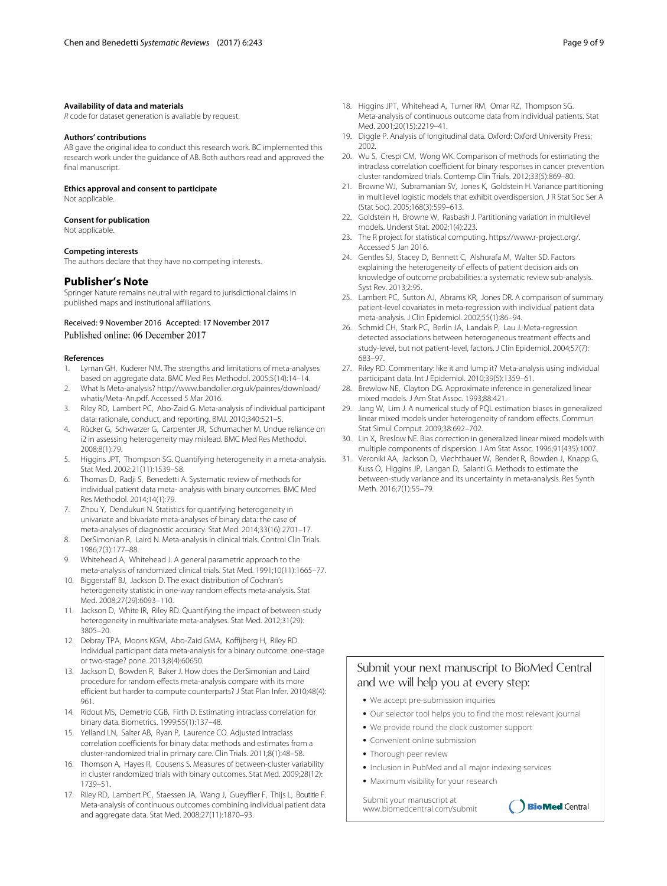#### Availability of data and materials

*R* code for dataset generation is avaliable by request.

#### Authors' contributions

AB gave the original idea to conduct this research work. BC implemented this research work under the guidance of AB. Both authors read and approved the final manuscript.

#### Ethics approval and consent to participate

Not applicable.

#### Consent for publication

Not applicable.

#### Competing interests

The authors declare that they have no competing interests.

### Publisher's Note

Springer Nature remains neutral with regard to jurisdictional claims in published maps and institutional affiliations.

Received: 9 November 2016 Accepted: 17 November 2017
Published online: 06 December 2017

#### References

1. Lyman GH, Kuderer NM. The strengths and limitations of meta-analyses based on aggregate data. BMC Med Res Methodol. 2005;5(14):14–14.
2. What Is Meta-analysis? http://www.bandolier.org.uk/painres/download/whatis/Meta-An.pdf. Accessed 5 Mar 2016.
3. Riley RD, Lambert PC, Abo-Zaid G. Meta-analysis of individual participant data: rationale, conduct, and reporting. BMJ. 2010;340:521–5.
4. Rücker G, Schwarzer G, Carpenter JR, Schumacher M. Undue reliance on i2 in assessing heterogeneity may mislead. BMC Med Res Methodol. 2008;8(1):79.
5. Higgins JPT, Thompson SG. Quantifying heterogeneity in a meta-analysis. Stat Med. 2002;21(11):1539–58.
6. Thomas D, Radji S, Benedetti A. Systematic review of methods for individual patient data meta- analysis with binary outcomes. BMC Med Res Methodol. 2014;14(1):79.
7. Zhou Y, Dendukuri N. Statistics for quantifying heterogeneity in univariate and bivariate meta-analyses of binary data: the case of meta-analyses of diagnostic accuracy. Stat Med. 2014;33(16):2701–17.
8. DerSimonian R, Laird N. Meta-analysis in clinical trials. Control Clin Trials. 1986;7(3):177–88.
9. Whitehead A, Whitehead J. A general parametric approach to the meta-analysis of randomized clinical trials. Stat Med. 1991;10(11):1665–77.
10. Biggerstaff BJ, Jackson D. The exact distribution of Cochran's heterogeneity statistic in one-way random effects meta-analysis. Stat Med. 2008;27(29):6093–110.
11. Jackson D, White IR, Riley RD. Quantifying the impact of between-study heterogeneity in multivariate meta-analyses. Stat Med. 2012;31(29): 3805–20.
12. Debray TPA, Moons KGM, Abo-Zaid GMA, Koffijberg H, Riley RD. Individual participant data meta-analysis for a binary outcome: one-stage or two-stage? pone. 2013;8(4):60650.
13. Jackson D, Bowden R, Baker J. How does the DerSimonian and Laird procedure for random effects meta-analysis compare with its more efficient but harder to compute counterparts? J Stat Plan Infer. 2010;48(4): 961.
14. Ridout MS, Demetrio CGB, Firth D. Estimating intraclass correlation for binary data. Biometrics. 1999;55(1):137–48.
15. Yelland LN, Salter AB, Ryan P, Laurence CO. Adjusted intraclass correlation coefficients for binary data: methods and estimates from a cluster-randomized trial in primary care. Clin Trials. 2011;8(1):48–58.
16. Thomson A, Hayes R, Cousens S. Measures of between-cluster variability in cluster randomized trials with binary outcomes. Stat Med. 2009;28(12): 1739–51.
17. Riley RD, Lambert PC, Staessen JA, Wang J, Gueyffier F, Thijs L, Boutitie F. Meta-analysis of continuous outcomes combining individual patient data and aggregate data. Stat Med. 2008;27(11):1870–93.
18. Higgins JPT, Whitehead A, Turner RM, Omar RZ, Thompson SG. Meta-analysis of continuous outcome data from individual patients. Stat Med. 2001;20(15):2219–41.
19. Diggle P. Analysis of longitudinal data. Oxford: Oxford University Press; 2002.
20. Wu S, Crespi CM, Wong WK. Comparison of methods for estimating the intraclass correlation coefficient for binary responses in cancer prevention cluster randomized trials. Contemp Clin Trials. 2012;33(5):869–80.
21. Browne WJ, Subramanian SV, Jones K, Goldstein H. Variance partitioning in multilevel logistic models that exhibit overdispersion. J R Stat Soc Ser A (Stat Soc). 2005;168(3):599–613.
22. Goldstein H, Browne W, Rasbash J. Partitioning variation in multilevel models. Underst Stat. 2002;1(4):223.
23. The R project for statistical computing. https://www.r-project.org/. Accessed 5 Jan 2016.
24. Gentles SJ, Stacey D, Bennett C, Alshurafa M, Walter SD. Factors explaining the heterogeneity of effects of patient decision aids on knowledge of outcome probabilities: a systematic review sub-analysis. Syst Rev. 2013;2:95.
25. Lambert PC, Sutton AJ, Abrams KR, Jones DR. A comparison of summary patient-level covariates in meta-regression with individual patient data meta-analysis. J Clin Epidemiol. 2002;55(1):86–94.
26. Schmid CH, Stark PC, Berlin JA, Landais P, Lau J. Meta-regression detected associations between heterogeneous treatment effects and study-level, but not patient-level, factors. J Clin Epidemiol. 2004;57(7): 683–97.
27. Riley RD. Commentary: like it and lump it? Meta-analysis using individual participant data. Int J Epidemiol. 2010;39(5):1359–61.
28. Brewlow NE, Clayton DG. Approximate inference in generalized linear mixed models. J Am Stat Assoc. 1993;88:421.
29. Jang W, Lim J. A numerical study of PQL estimation biases in generalized linear mixed models under heterogeneity of random effects. Commun Stat Simul Comput. 2009;38:692–702.
30. Lin X, Breslow NE. Bias correction in generalized linear mixed models with multiple components of dispersion. J Am Stat Assoc. 1996;91(435):1007.
31. Veroniki AA, Jackson D, Viechtbauer W, Bender R, Bowden J, Knapp G, Kuss O, Higgins JP, Langan D, Salanti G. Methods to estimate the between-study variance and its uncertainty in meta-analysis. Res Synth Meth. 2016;7(1):55–79.

Submit your next manuscript to BioMed Central and we will help you at every step:

- We accept pre-submission inquiries
- Our selector tool helps you to find the most relevant journal
- We provide round the clock customer support
- Convenient online submission
- Thorough peer review
- Inclusion in PubMed and all major indexing services
- Maximum visibility for your research

Submit your manuscript at
www.biomedcentral.com/submit

BioMed Central